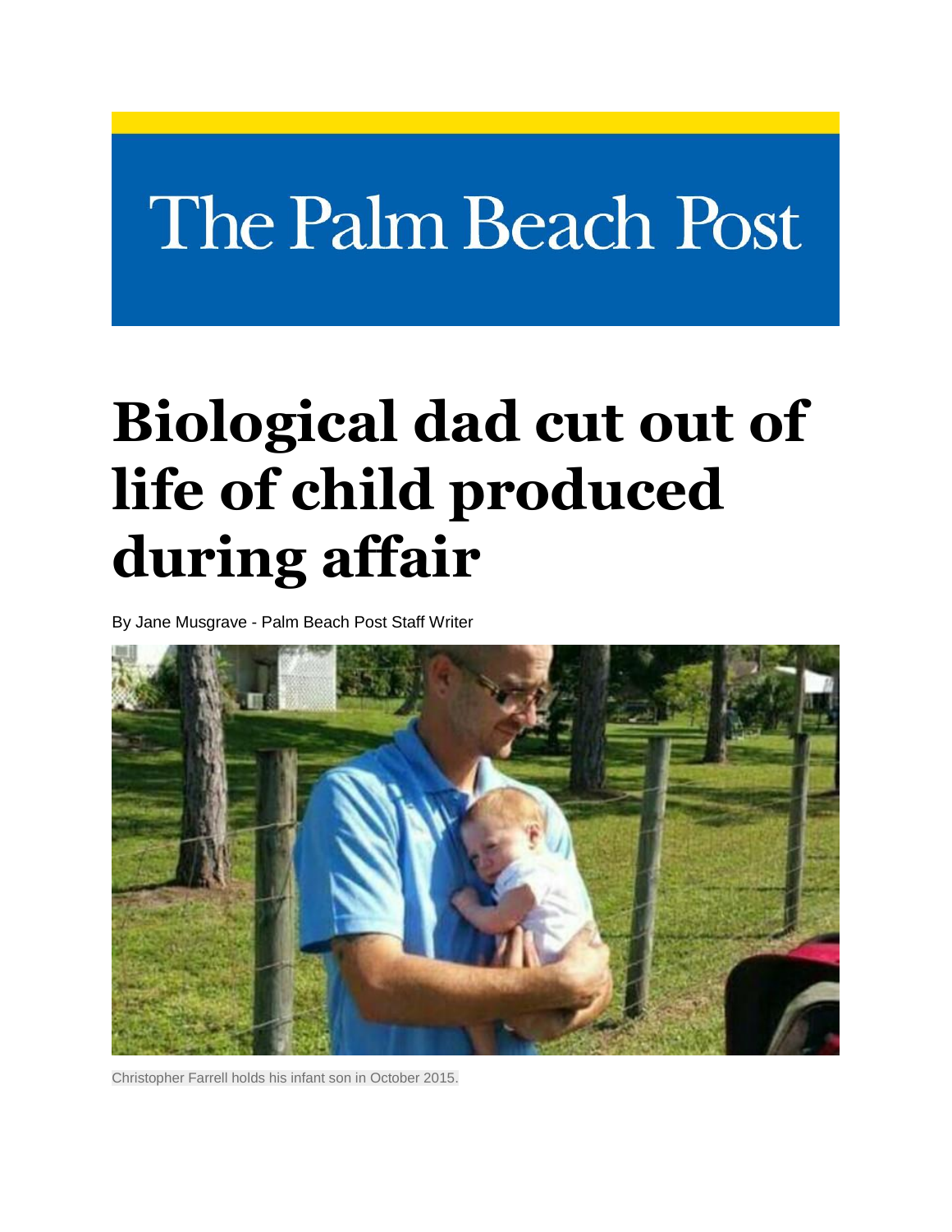# The Palm Beach Post

# Biological dad cut out of life of child produced during affair

By Jane Musgrave - Palm Beach Post Staff Writer

Christopher Farrell holds his infant son in October 2015.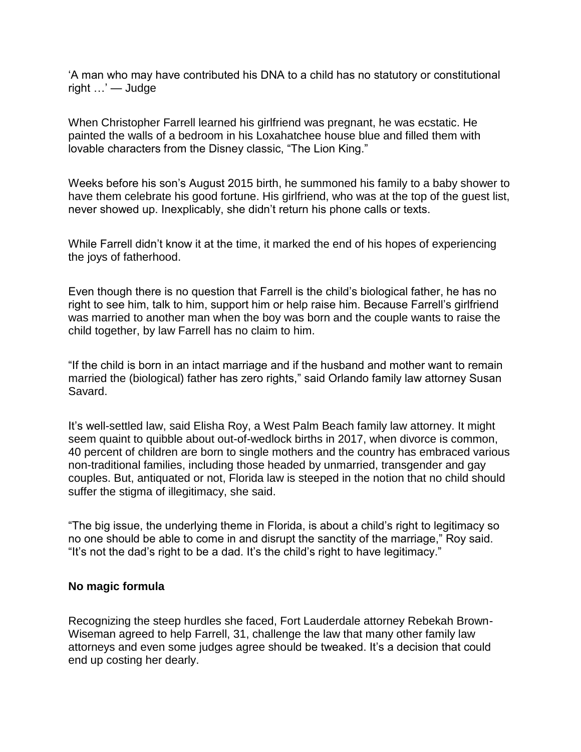'A man who may have contributed his DNA to a child has no statutory or constitutional right …' — Judge

When Christopher Farrell learned his girlfriend was pregnant, he was ecstatic. He painted the walls of a bedroom in his Loxahatchee house blue and filled them with lovable characters from the Disney classic, "The Lion King."

Weeks before his son's August 2015 birth, he summoned his family to a baby shower to have them celebrate his good fortune. His girlfriend, who was at the top of the guest list, never showed up. Inexplicably, she didn't return his phone calls or texts.

While Farrell didn't know it at the time, it marked the end of his hopes of experiencing the joys of fatherhood.

Even though there is no question that Farrell is the child's biological father, he has no right to see him, talk to him, support him or help raise him. Because Farrell's girlfriend was married to another man when the boy was born and the couple wants to raise the child together, by law Farrell has no claim to him.

"If the child is born in an intact marriage and if the husband and mother want to remain married the (biological) father has zero rights," said Orlando family law attorney Susan Savard.

It's well-settled law, said Elisha Roy, a West Palm Beach family law attorney. It might seem quaint to quibble about out-of-wedlock births in 2017, when divorce is common, 40 percent of children are born to single mothers and the country has embraced various non-traditional families, including those headed by unmarried, transgender and gay couples. But, antiquated or not, Florida law is steeped in the notion that no child should suffer the stigma of illegitimacy, she said.

"The big issue, the underlying theme in Florida, is about a child's right to legitimacy so no one should be able to come in and disrupt the sanctity of the marriage," Roy said. "It's not the dad's right to be a dad. It's the child's right to have legitimacy."

**No magic formula**

Recognizing the steep hurdles she faced, Fort Lauderdale attorney Rebekah Brown-Wiseman agreed to help Farrell, 31, challenge the law that many other family law attorneys and even some judges agree should be tweaked. It's a decision that could end up costing her dearly.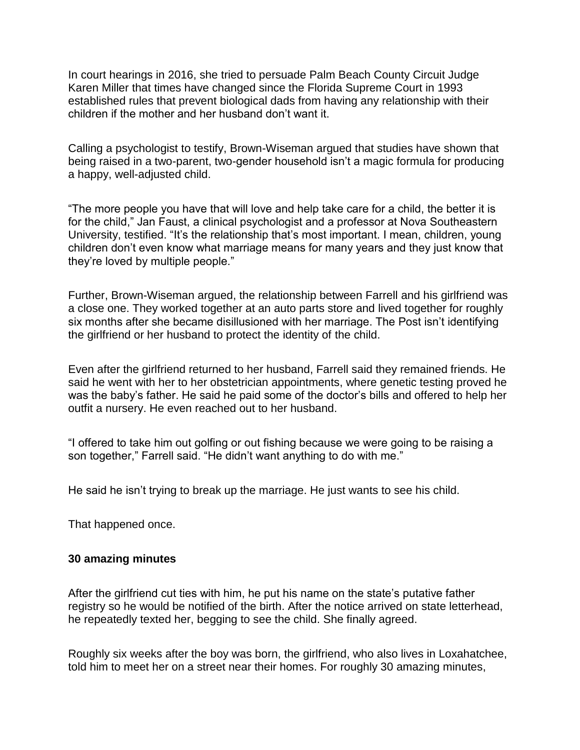In court hearings in 2016, she tried to persuade Palm Beach County Circuit Judge Karen Miller that times have changed since the Florida Supreme Court in 1993 established rules that prevent biological dads from having any relationship with their children if the mother and her husband don't want it.

Calling a psychologist to testify, Brown-Wiseman argued that studies have shown that being raised in a two-parent, two-gender household isn't a magic formula for producing a happy, well-adjusted child.

"The more people you have that will love and help take care for a child, the better it is for the child," Jan Faust, a clinical psychologist and a professor at Nova Southeastern University, testified. "It's the relationship that's most important. I mean, children, young children don't even know what marriage means for many years and they just know that they're loved by multiple people."

Further, Brown-Wiseman argued, the relationship between Farrell and his girlfriend was a close one. They worked together at an auto parts store and lived together for roughly six months after she became disillusioned with her marriage. The Post isn't identifying the girlfriend or her husband to protect the identity of the child.

Even after the girlfriend returned to her husband, Farrell said they remained friends. He said he went with her to her obstetrician appointments, where genetic testing proved he was the baby's father. He said he paid some of the doctor's bills and offered to help her outfit a nursery. He even reached out to her husband.

"I offered to take him out golfing or out fishing because we were going to be raising a son together," Farrell said. "He didn't want anything to do with me."

He said he isn't trying to break up the marriage. He just wants to see his child.

That happened once.

**30 amazing minutes**

After the girlfriend cut ties with him, he put his name on the state's putative father registry so he would be notified of the birth. After the notice arrived on state letterhead, he repeatedly texted her, begging to see the child. She finally agreed.

Roughly six weeks after the boy was born, the girlfriend, who also lives in Loxahatchee, told him to meet her on a street near their homes. For roughly 30 amazing minutes,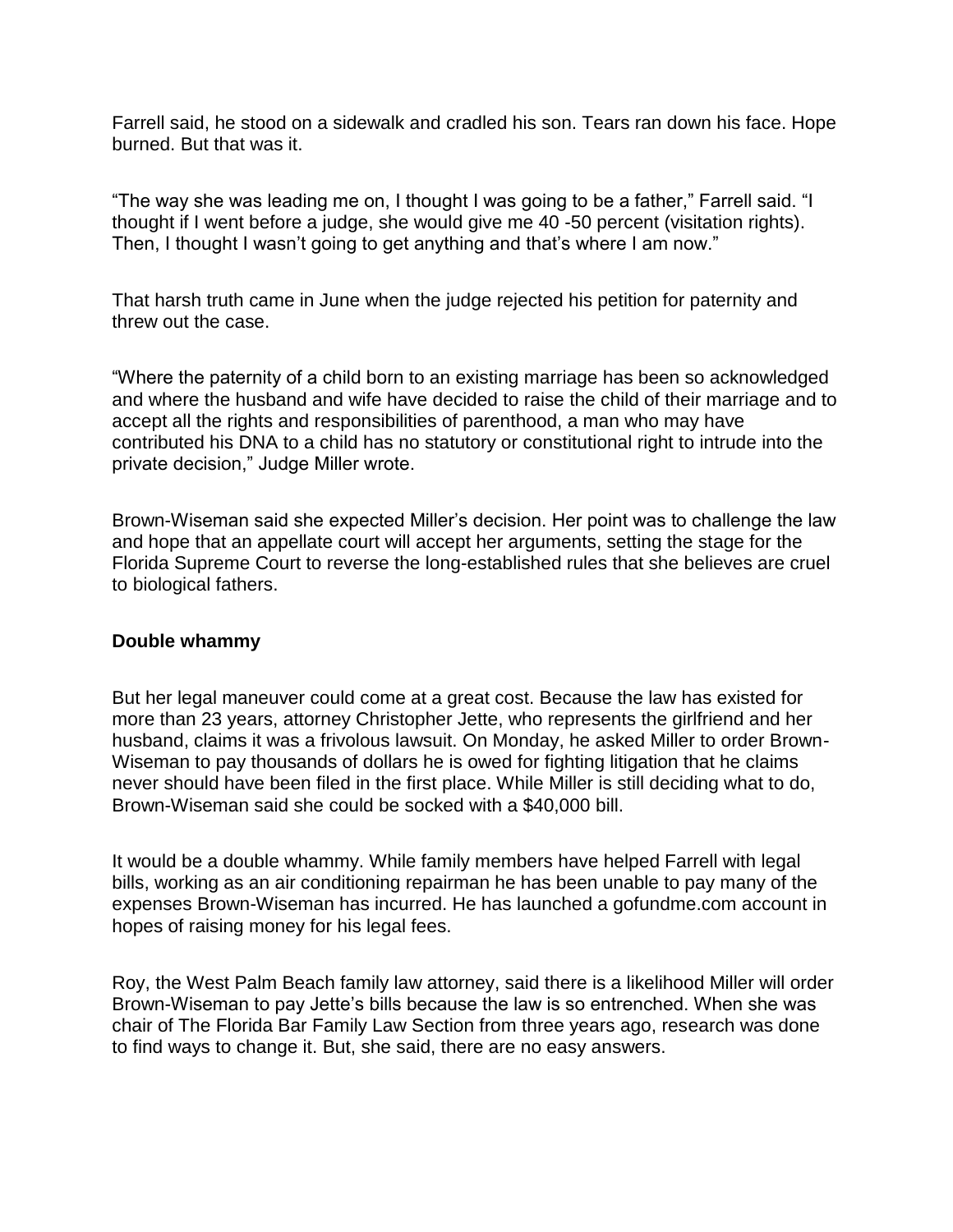Farrell said, he stood on a sidewalk and cradled his son. Tears ran down his face. Hope burned. But that was it.

"The way she was leading me on, I thought I was going to be a father," Farrell said. "I thought if I went before a judge, she would give me 40 -50 percent (visitation rights). Then, I thought I wasn't going to get anything and that's where I am now."

That harsh truth came in June when the judge rejected his petition for paternity and threw out the case.

"Where the paternity of a child born to an existing marriage has been so acknowledged and where the husband and wife have decided to raise the child of their marriage and to accept all the rights and responsibilities of parenthood, a man who may have contributed his DNA to a child has no statutory or constitutional right to intrude into the private decision," Judge Miller wrote.

Brown-Wiseman said she expected Miller's decision. Her point was to challenge the law and hope that an appellate court will accept her arguments, setting the stage for the Florida Supreme Court to reverse the long-established rules that she believes are cruel to biological fathers.

**Double whammy**

But her legal maneuver could come at a great cost. Because the law has existed for more than 23 years, attorney Christopher Jette, who represents the girlfriend and her husband, claims it was a frivolous lawsuit. On Monday, he asked Miller to order Brown-Wiseman to pay thousands of dollars he is owed for fighting litigation that he claims never should have been filed in the first place. While Miller is still deciding what to do, Brown-Wiseman said she could be socked with a $40,000 bill.

It would be a double whammy. While family members have helped Farrell with legal bills, working as an air conditioning repairman he has been unable to pay many of the expenses Brown-Wiseman has incurred. He has launched a gofundme.com account in hopes of raising money for his legal fees.

Roy, the West Palm Beach family law attorney, said there is a likelihood Miller will order Brown-Wiseman to pay Jette's bills because the law is so entrenched. When she was chair of The Florida Bar Family Law Section from three years ago, research was done to find ways to change it. But, she said, there are no easy answers.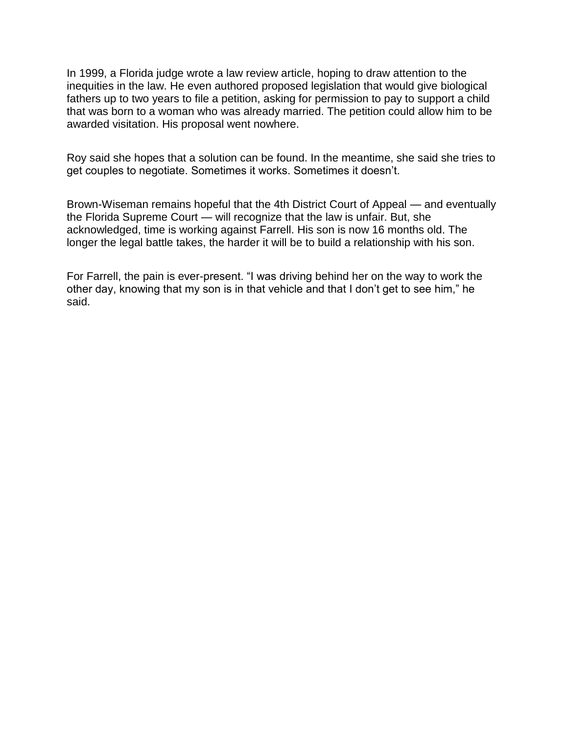In 1999, a Florida judge wrote a law review article, hoping to draw attention to the inequities in the law. He even authored proposed legislation that would give biological fathers up to two years to file a petition, asking for permission to pay to support a child that was born to a woman who was already married. The petition could allow him to be awarded visitation. His proposal went nowhere.

Roy said she hopes that a solution can be found. In the meantime, she said she tries to get couples to negotiate. Sometimes it works. Sometimes it doesn't.

Brown-Wiseman remains hopeful that the 4th District Court of Appeal — and eventually the Florida Supreme Court — will recognize that the law is unfair. But, she acknowledged, time is working against Farrell. His son is now 16 months old. The longer the legal battle takes, the harder it will be to build a relationship with his son.

For Farrell, the pain is ever-present. "I was driving behind her on the way to work the other day, knowing that my son is in that vehicle and that I don't get to see him," he said.